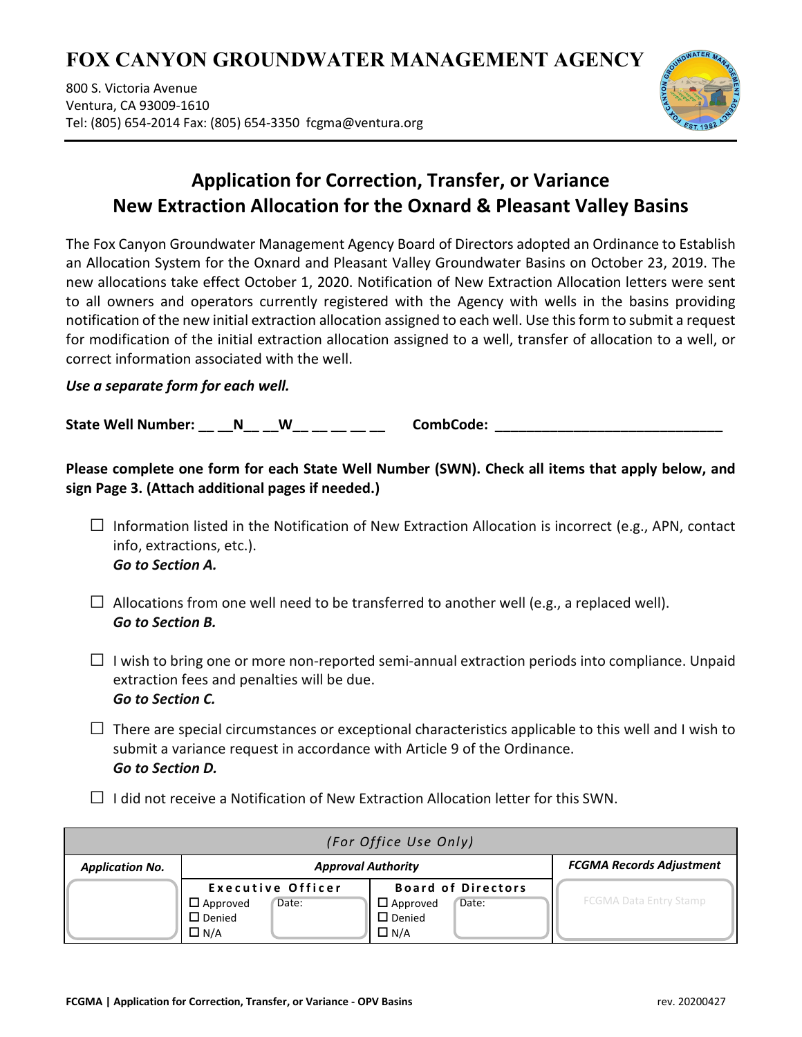# FOX CANYON GROUNDWATER MANAGEMENT AGENCY

800 S. Victoria Avenue
Ventura, CA 93009-1610
Tel: (805) 654-2014 Fax: (805) 654-3350 fcgma@ventura.org

## Application for Correction, Transfer, or Variance
## New Extraction Allocation for the Oxnard & Pleasant Valley Basins

The Fox Canyon Groundwater Management Agency Board of Directors adopted an Ordinance to Establish an Allocation System for the Oxnard and Pleasant Valley Groundwater Basins on October 23, 2019. The new allocations take effect October 1, 2020. Notification of New Extraction Allocation letters were sent to all owners and operators currently registered with the Agency with wells in the basins providing notification of the new initial extraction allocation assigned to each well. Use this form to submit a request for modification of the initial extraction allocation assigned to a well, transfer of allocation to a well, or correct information associated with the well.

***Use a separate form for each well.***

**State Well Number: __ __N__ __W__ __ __ __ __** **CombCode: ______________________________**

**Please complete one form for each State Well Number (SWN). Check all items that apply below, and sign Page 3. (Attach additional pages if needed.)**

- ☐ Information listed in the Notification of New Extraction Allocation is incorrect (e.g., APN, contact info, extractions, etc.).
  ***Go to Section A.***

- ☐ Allocations from one well need to be transferred to another well (e.g., a replaced well).
  ***Go to Section B.***

- ☐ I wish to bring one or more non-reported semi-annual extraction periods into compliance. Unpaid extraction fees and penalties will be due.
  ***Go to Section C.***

- ☐ There are special circumstances or exceptional characteristics applicable to this well and I wish to submit a variance request in accordance with Article 9 of the Ordinance.
  ***Go to Section D.***

- ☐ I did not receive a Notification of New Extraction Allocation letter for this SWN.

| *(For Office Use Only)* | | | |
|---|---|---|---|
| ***Application No.*** | ***Approval Authority*** | | ***FCGMA Records Adjustment*** |
| | **Executive Officer**<br>☐ Approved<br>☐ Denied<br>☐ N/A<br>Date: | **Board of Directors**<br>☐ Approved<br>☐ Denied<br>☐ N/A<br>Date: | FCGMA Data Entry Stamp |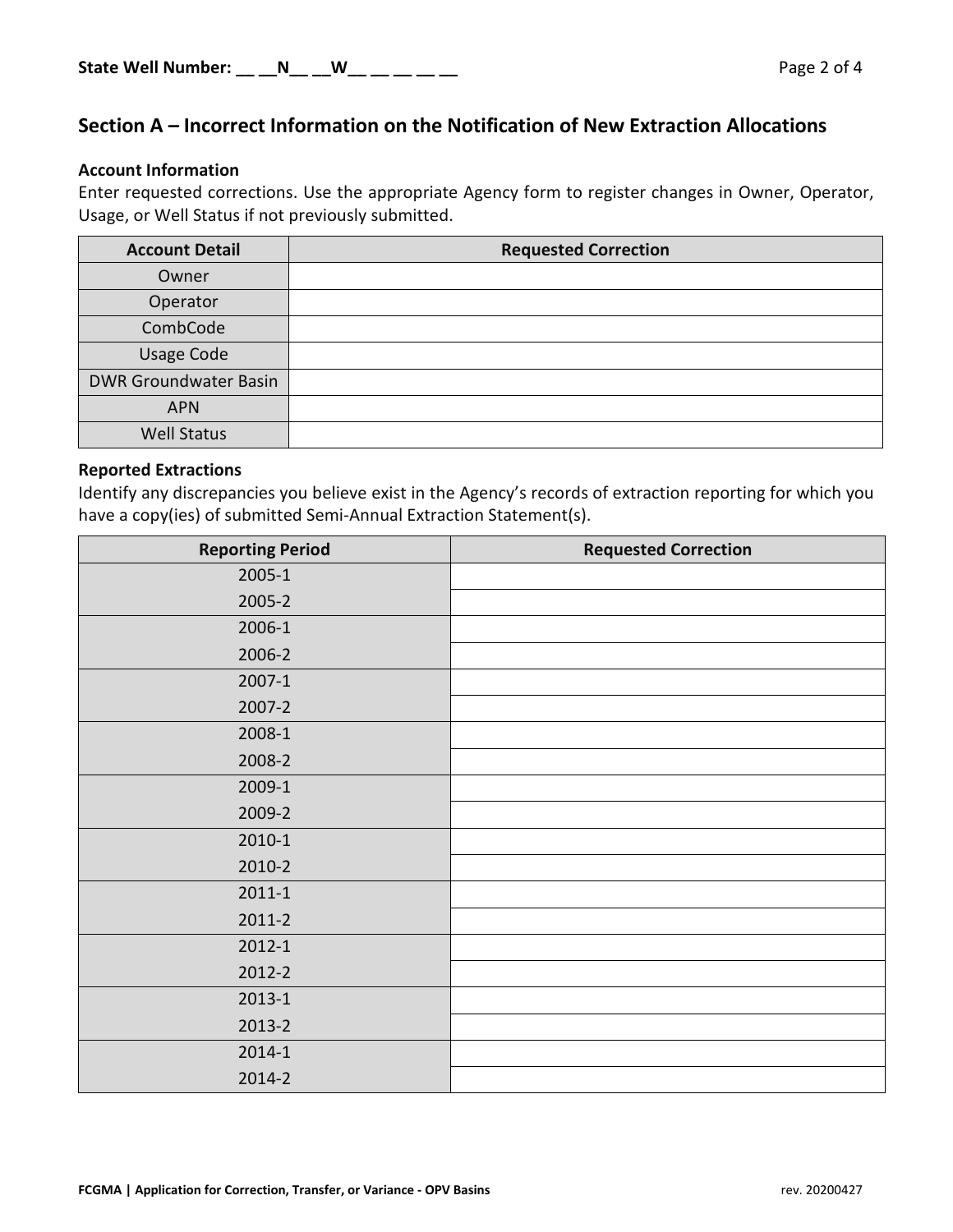**State Well Number: __ __N__ __W__ __ __ __ __**

## Section A – Incorrect Information on the Notification of New Extraction Allocations

### Account Information

Enter requested corrections. Use the appropriate Agency form to register changes in Owner, Operator, Usage, or Well Status if not previously submitted.

| Account Detail | Requested Correction |
| --- | --- |
| Owner | |
| Operator | |
| CombCode | |
| Usage Code | |
| DWR Groundwater Basin | |
| APN | |
| Well Status | |

### Reported Extractions

Identify any discrepancies you believe exist in the Agency's records of extraction reporting for which you have a copy(ies) of submitted Semi-Annual Extraction Statement(s).

| Reporting Period | Requested Correction |
| --- | --- |
| 2005-1 | |
| 2005-2 | |
| 2006-1 | |
| 2006-2 | |
| 2007-1 | |
| 2007-2 | |
| 2008-1 | |
| 2008-2 | |
| 2009-1 | |
| 2009-2 | |
| 2010-1 | |
| 2010-2 | |
| 2011-1 | |
| 2011-2 | |
| 2012-1 | |
| 2012-2 | |
| 2013-1 | |
| 2013-2 | |
| 2014-1 | |
| 2014-2 | |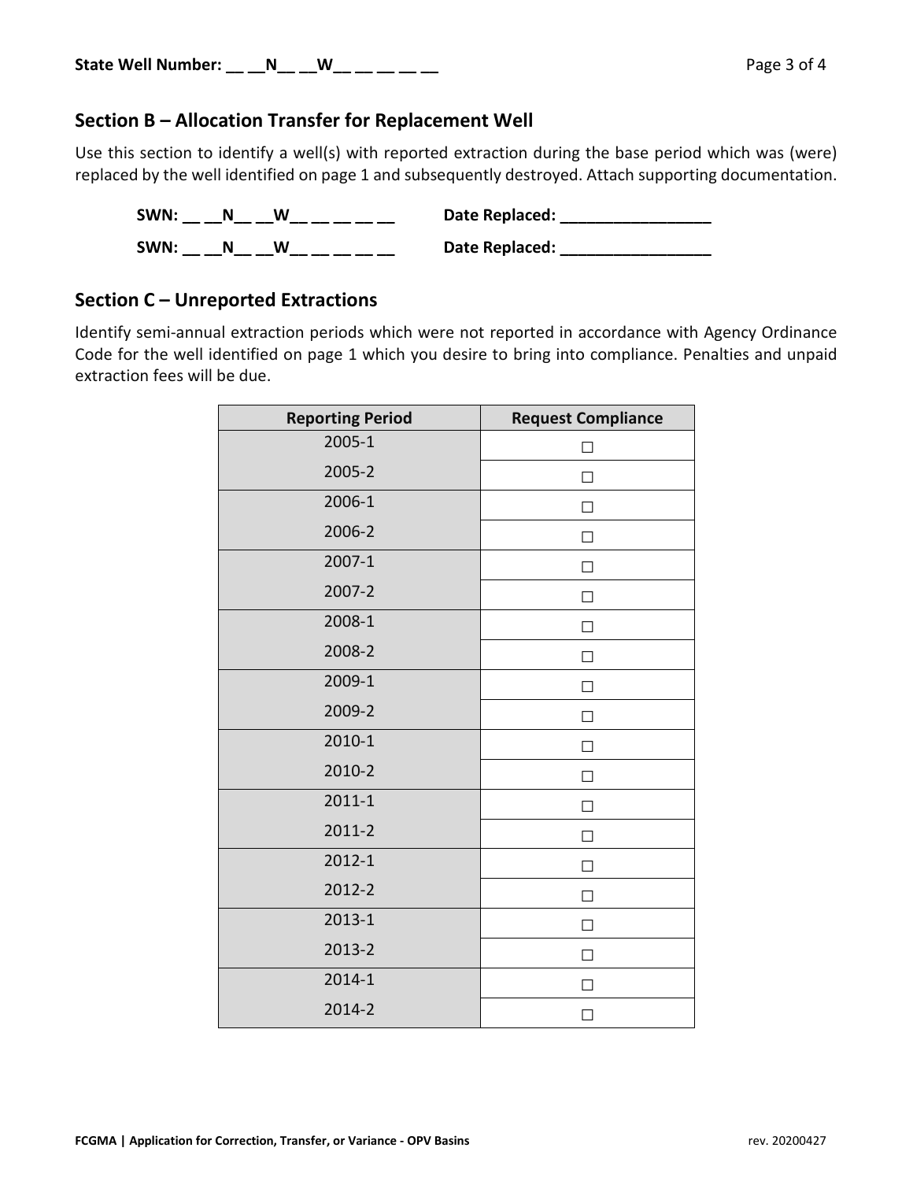**State Well Number: __ __N__ __W__ __ __ __ __**

## Section B – Allocation Transfer for Replacement Well

Use this section to identify a well(s) with reported extraction during the base period which was (were) replaced by the well identified on page 1 and subsequently destroyed. Attach supporting documentation.

**SWN: __ __N__ __W__ __ __ __ __** **Date Replaced: _________________**

**SWN: __ __N__ __W__ __ __ __ __** **Date Replaced: _________________**

## Section C – Unreported Extractions

Identify semi-annual extraction periods which were not reported in accordance with Agency Ordinance Code for the well identified on page 1 which you desire to bring into compliance. Penalties and unpaid extraction fees will be due.

| Reporting Period | Request Compliance |
|---|---|
| 2005-1 | ☐ |
| 2005-2 | ☐ |
| 2006-1 | ☐ |
| 2006-2 | ☐ |
| 2007-1 | ☐ |
| 2007-2 | ☐ |
| 2008-1 | ☐ |
| 2008-2 | ☐ |
| 2009-1 | ☐ |
| 2009-2 | ☐ |
| 2010-1 | ☐ |
| 2010-2 | ☐ |
| 2011-1 | ☐ |
| 2011-2 | ☐ |
| 2012-1 | ☐ |
| 2012-2 | ☐ |
| 2013-1 | ☐ |
| 2013-2 | ☐ |
| 2014-1 | ☐ |
| 2014-2 | ☐ |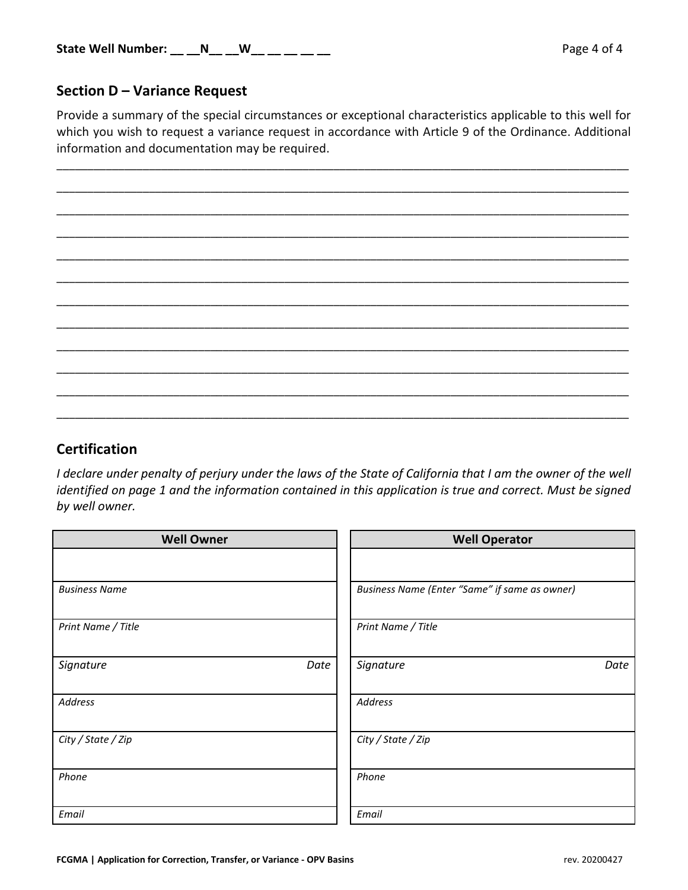State Well Number: __ __N__ __W__ __ __ __ __

## Section D – Variance Request

Provide a summary of the special circumstances or exceptional characteristics applicable to this well for which you wish to request a variance request in accordance with Article 9 of the Ordinance. Additional information and documentation may be required.

\_\_\_\_\_\_\_\_\_\_\_\_\_\_\_\_\_\_\_\_\_\_\_\_\_\_\_\_\_\_\_\_\_\_\_\_\_\_\_\_\_\_\_\_\_\_\_\_\_\_\_\_\_\_\_\_\_\_\_\_\_\_\_\_\_\_\_\_\_\_\_\_\_\_\_\_\_\_

\_\_\_\_\_\_\_\_\_\_\_\_\_\_\_\_\_\_\_\_\_\_\_\_\_\_\_\_\_\_\_\_\_\_\_\_\_\_\_\_\_\_\_\_\_\_\_\_\_\_\_\_\_\_\_\_\_\_\_\_\_\_\_\_\_\_\_\_\_\_\_\_\_\_\_\_\_\_

\_\_\_\_\_\_\_\_\_\_\_\_\_\_\_\_\_\_\_\_\_\_\_\_\_\_\_\_\_\_\_\_\_\_\_\_\_\_\_\_\_\_\_\_\_\_\_\_\_\_\_\_\_\_\_\_\_\_\_\_\_\_\_\_\_\_\_\_\_\_\_\_\_\_\_\_\_\_

\_\_\_\_\_\_\_\_\_\_\_\_\_\_\_\_\_\_\_\_\_\_\_\_\_\_\_\_\_\_\_\_\_\_\_\_\_\_\_\_\_\_\_\_\_\_\_\_\_\_\_\_\_\_\_\_\_\_\_\_\_\_\_\_\_\_\_\_\_\_\_\_\_\_\_\_\_\_

\_\_\_\_\_\_\_\_\_\_\_\_\_\_\_\_\_\_\_\_\_\_\_\_\_\_\_\_\_\_\_\_\_\_\_\_\_\_\_\_\_\_\_\_\_\_\_\_\_\_\_\_\_\_\_\_\_\_\_\_\_\_\_\_\_\_\_\_\_\_\_\_\_\_\_\_\_\_

\_\_\_\_\_\_\_\_\_\_\_\_\_\_\_\_\_\_\_\_\_\_\_\_\_\_\_\_\_\_\_\_\_\_\_\_\_\_\_\_\_\_\_\_\_\_\_\_\_\_\_\_\_\_\_\_\_\_\_\_\_\_\_\_\_\_\_\_\_\_\_\_\_\_\_\_\_\_

\_\_\_\_\_\_\_\_\_\_\_\_\_\_\_\_\_\_\_\_\_\_\_\_\_\_\_\_\_\_\_\_\_\_\_\_\_\_\_\_\_\_\_\_\_\_\_\_\_\_\_\_\_\_\_\_\_\_\_\_\_\_\_\_\_\_\_\_\_\_\_\_\_\_\_\_\_\_

\_\_\_\_\_\_\_\_\_\_\_\_\_\_\_\_\_\_\_\_\_\_\_\_\_\_\_\_\_\_\_\_\_\_\_\_\_\_\_\_\_\_\_\_\_\_\_\_\_\_\_\_\_\_\_\_\_\_\_\_\_\_\_\_\_\_\_\_\_\_\_\_\_\_\_\_\_\_

\_\_\_\_\_\_\_\_\_\_\_\_\_\_\_\_\_\_\_\_\_\_\_\_\_\_\_\_\_\_\_\_\_\_\_\_\_\_\_\_\_\_\_\_\_\_\_\_\_\_\_\_\_\_\_\_\_\_\_\_\_\_\_\_\_\_\_\_\_\_\_\_\_\_\_\_\_\_

\_\_\_\_\_\_\_\_\_\_\_\_\_\_\_\_\_\_\_\_\_\_\_\_\_\_\_\_\_\_\_\_\_\_\_\_\_\_\_\_\_\_\_\_\_\_\_\_\_\_\_\_\_\_\_\_\_\_\_\_\_\_\_\_\_\_\_\_\_\_\_\_\_\_\_\_\_\_

\_\_\_\_\_\_\_\_\_\_\_\_\_\_\_\_\_\_\_\_\_\_\_\_\_\_\_\_\_\_\_\_\_\_\_\_\_\_\_\_\_\_\_\_\_\_\_\_\_\_\_\_\_\_\_\_\_\_\_\_\_\_\_\_\_\_\_\_\_\_\_\_\_\_\_\_\_\_

\_\_\_\_\_\_\_\_\_\_\_\_\_\_\_\_\_\_\_\_\_\_\_\_\_\_\_\_\_\_\_\_\_\_\_\_\_\_\_\_\_\_\_\_\_\_\_\_\_\_\_\_\_\_\_\_\_\_\_\_\_\_\_\_\_\_\_\_\_\_\_\_\_\_\_\_\_\_

## Certification

*I declare under penalty of perjury under the laws of the State of California that I am the owner of the well identified on page 1 and the information contained in this application is true and correct. Must be signed by well owner.*

| Well Owner | Well Operator |
|---|---|
| | |
| *Business Name* | *Business Name (Enter "Same" if same as owner)* |
| *Print Name / Title* | *Print Name / Title* |
| *Signature* &nbsp;&nbsp;&nbsp;&nbsp;&nbsp;&nbsp; *Date* | *Signature* &nbsp;&nbsp;&nbsp;&nbsp;&nbsp;&nbsp; *Date* |
| *Address* | *Address* |
| *City / State / Zip* | *City / State / Zip* |
| *Phone* | *Phone* |
| *Email* | *Email* |

**FCGMA | Application for Correction, Transfer, or Variance - OPV Basins** rev. 20200427